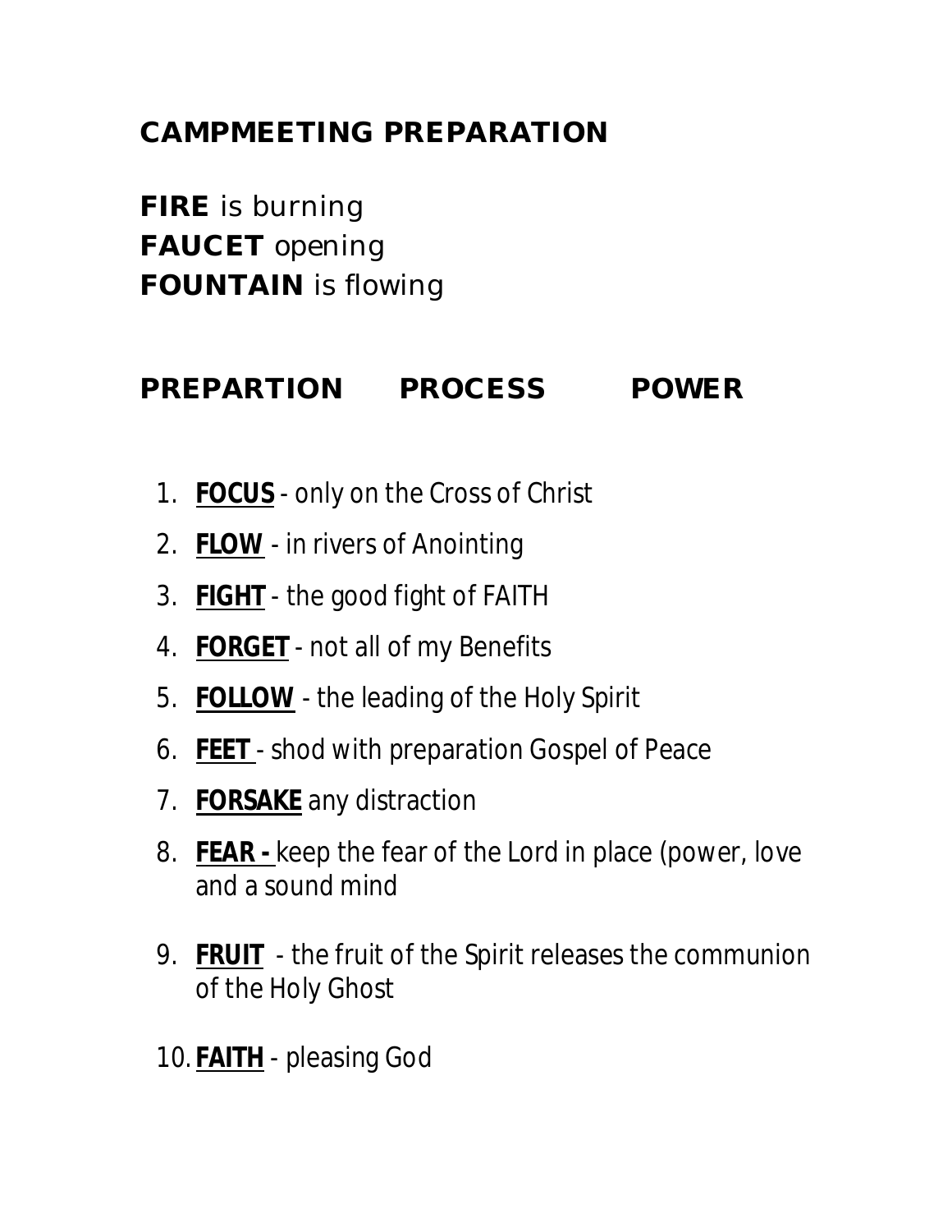## CAMPMEETING PREPARATION

**FIRE** is burning
**FAUCET** opening
**FOUNTAIN** is flowing

**PREPARTION PROCESS POWER**

1. **FOCUS** - only on the Cross of Christ
2. **FLOW** - in rivers of Anointing
3. **FIGHT** - the good fight of FAITH
4. **FORGET** - not all of my Benefits
5. **FOLLOW** - the leading of the Holy Spirit
6. **FEET** - shod with preparation Gospel of Peace
7. **FORSAKE** any distraction
8. **FEAR -** keep the fear of the Lord in place (power, love and a sound mind
9. **FRUIT** - the fruit of the Spirit releases the communion of the Holy Ghost
10. **FAITH** - pleasing God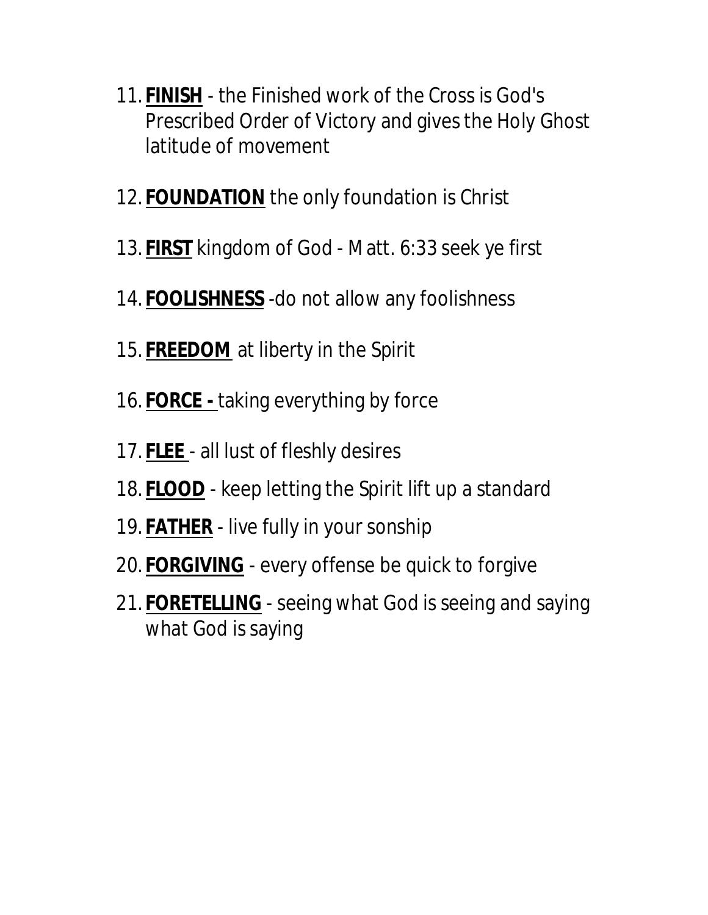11. **FINISH** - the Finished work of the Cross is God's Prescribed Order of Victory and gives the Holy Ghost latitude of movement
12. **FOUNDATION** the only foundation is Christ
13. **FIRST** kingdom of God - Matt. 6:33 seek ye first
14. **FOOLISHNESS** -do not allow any foolishness
15. **FREEDOM** at liberty in the Spirit
16. **FORCE -** taking everything by force
17. **FLEE** - all lust of fleshly desires
18. **FLOOD** - keep letting the Spirit lift up a standard
19. **FATHER** - live fully in your sonship
20. **FORGIVING** - every offense be quick to forgive
21. **FORETELLING** - seeing what God is seeing and saying what God is saying